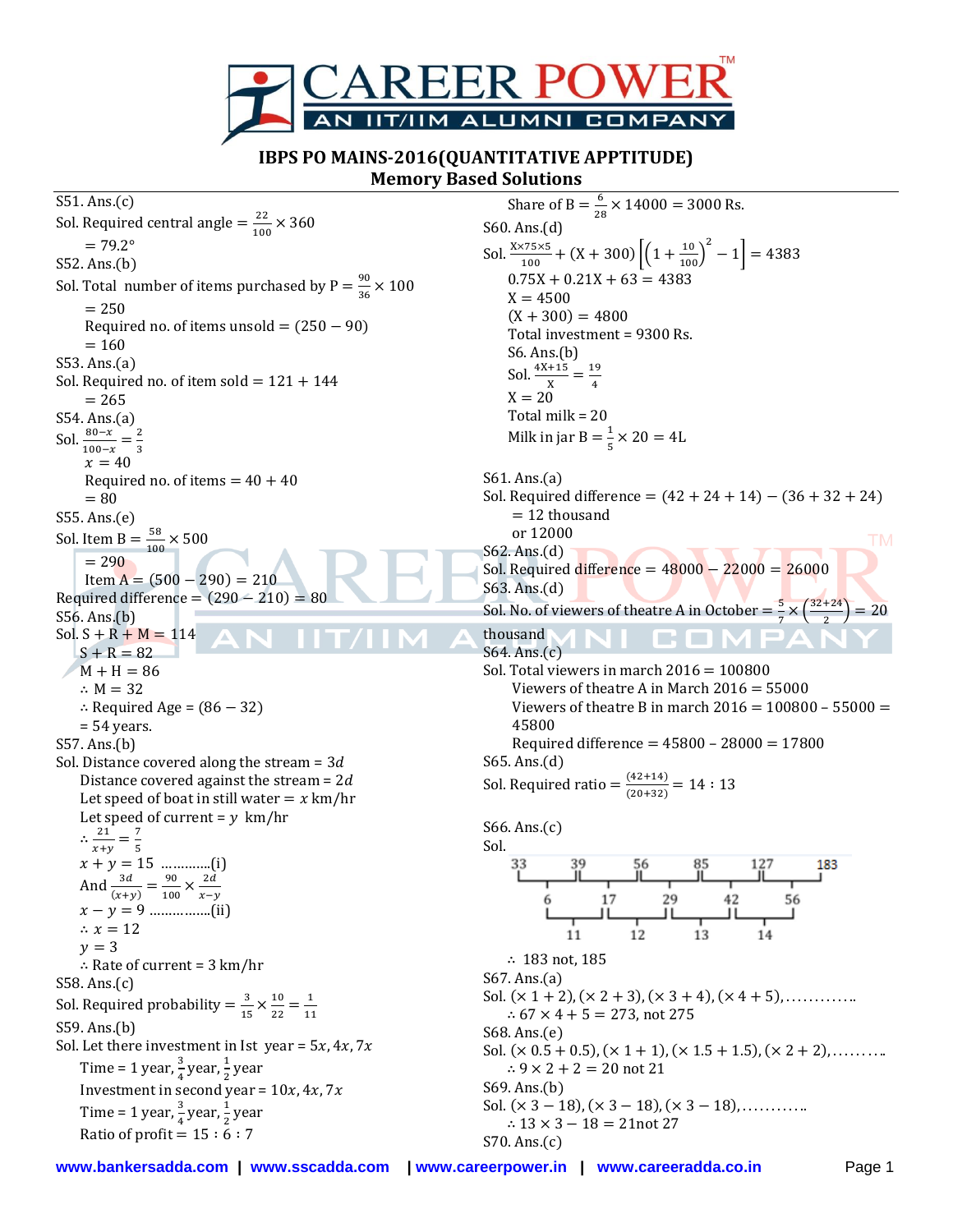# IBPS PO MAINS-2016(QUANTITATIVE APPTITUDE)
## Memory Based Solutions

S51. Ans.(c)
Sol. Required central angle $= \frac{22}{100} \times 360$
$= 79.2°$

S52. Ans.(b)
Sol. Total number of items purchased by P $= \frac{90}{36} \times 100$
$= 250$
Required no. of items unsold $= (250 - 90)$
$= 160$

S53. Ans.(a)
Sol. Required no. of item sold $= 121 + 144$
$= 265$

S54. Ans.(a)
Sol. $\frac{80-x}{100-x} = \frac{2}{3}$
$x = 40$
Required no. of items $= 40 + 40$
$= 80$

S55. Ans.(e)
Sol. Item B $= \frac{58}{100} \times 500$
$= 290$
Item A $= (500 - 290) = 210$
Required difference $= (290 - 210) = 80$

S56. Ans.(b)
Sol. $S + R + M = 114$
$S + R = 82$
$M + H = 86$
$\therefore M = 32$
$\therefore$ Required Age $= (86 - 32)$
$= 54$ years.

S57. Ans.(b)
Sol. Distance covered along the stream $= 3d$
Distance covered against the stream $= 2d$
Let speed of boat in still water $= x$ km/hr
Let speed of current $= y$ km/hr
$\therefore \frac{21}{x+y} = \frac{7}{5}$
$x + y = 15$ ………….(i)
And $\frac{3d}{(x+y)} = \frac{90}{100} \times \frac{2d}{x-y}$
$x - y = 9$ …………….(ii)
$\therefore x = 12$
$y = 3$
$\therefore$ Rate of current $= 3$ km/hr

S58. Ans.(c)
Sol. Required probability $= \frac{3}{15} \times \frac{10}{22} = \frac{1}{11}$

S59. Ans.(b)
Sol. Let there investment in Ist year $= 5x, 4x, 7x$
Time $= 1$ year, $\frac{3}{4}$ year, $\frac{1}{2}$ year
Investment in second year $= 10x, 4x, 7x$
Time $= 1$ year, $\frac{3}{4}$ year, $\frac{1}{2}$ year
Ratio of profit $= 15 : 6 : 7$
Share of B $= \frac{6}{28} \times 14000 = 3000$ Rs.

S60. Ans.(d)
Sol. $\frac{X \times 75 \times 5}{100} + (X + 300)\left[\left(1 + \frac{10}{100}\right)^2 - 1\right] = 4383$
$0.75X + 0.21X + 63 = 4383$
$X = 4500$
$(X + 300) = 4800$
Total investment $= 9300$ Rs.

S6. Ans.(b)
Sol. $\frac{4X+15}{X} = \frac{19}{4}$
$X = 20$
Total milk $= 20$
Milk in jar B $= \frac{1}{5} \times 20 = 4L$

S61. Ans.(a)
Sol. Required difference $= (42 + 24 + 14) - (36 + 32 + 24)$
$= 12$ thousand
or 12000

S62. Ans.(d)
Sol. Required difference $= 48000 - 22000 = 26000$

S63. Ans.(d)
Sol. No. of viewers of theatre A in October $= \frac{5}{7} \times \left(\frac{32+24}{2}\right) = 20$ thousand

S64. Ans.(c)
Sol. Total viewers in march 2016 $= 100800$
Viewers of theatre A in March 2016 $= 55000$
Viewers of theatre B in march 2016 $= 100800 - 55000 = 45800$
Required difference $= 45800 - 28000 = 17800$

S65. Ans.(d)
Sol. Required ratio $= \frac{(42+14)}{(20+32)} = 14 : 13$

S66. Ans.(c)
Sol.

```
33     39     56     85     127     183
    6      17     29     42      56
       11     12     13     14
```

$\therefore$ 183 not, 185

S67. Ans.(a)
Sol. $(\times 1 + 2), (\times 2 + 3), (\times 3 + 4), (\times 4 + 5),$………….
$\therefore 67 \times 4 + 5 = 273$, not 275

S68. Ans.(e)
Sol. $(\times 0.5 + 0.5), (\times 1 + 1), (\times 1.5 + 1.5), (\times 2 + 2),$……….
$\therefore 9 \times 2 + 2 = 20$ not 21

S69. Ans.(b)
Sol. $(\times 3 - 18), (\times 3 - 18), (\times 3 - 18),$………..
$\therefore 13 \times 3 - 18 = 21$not 27

S70. Ans.(c)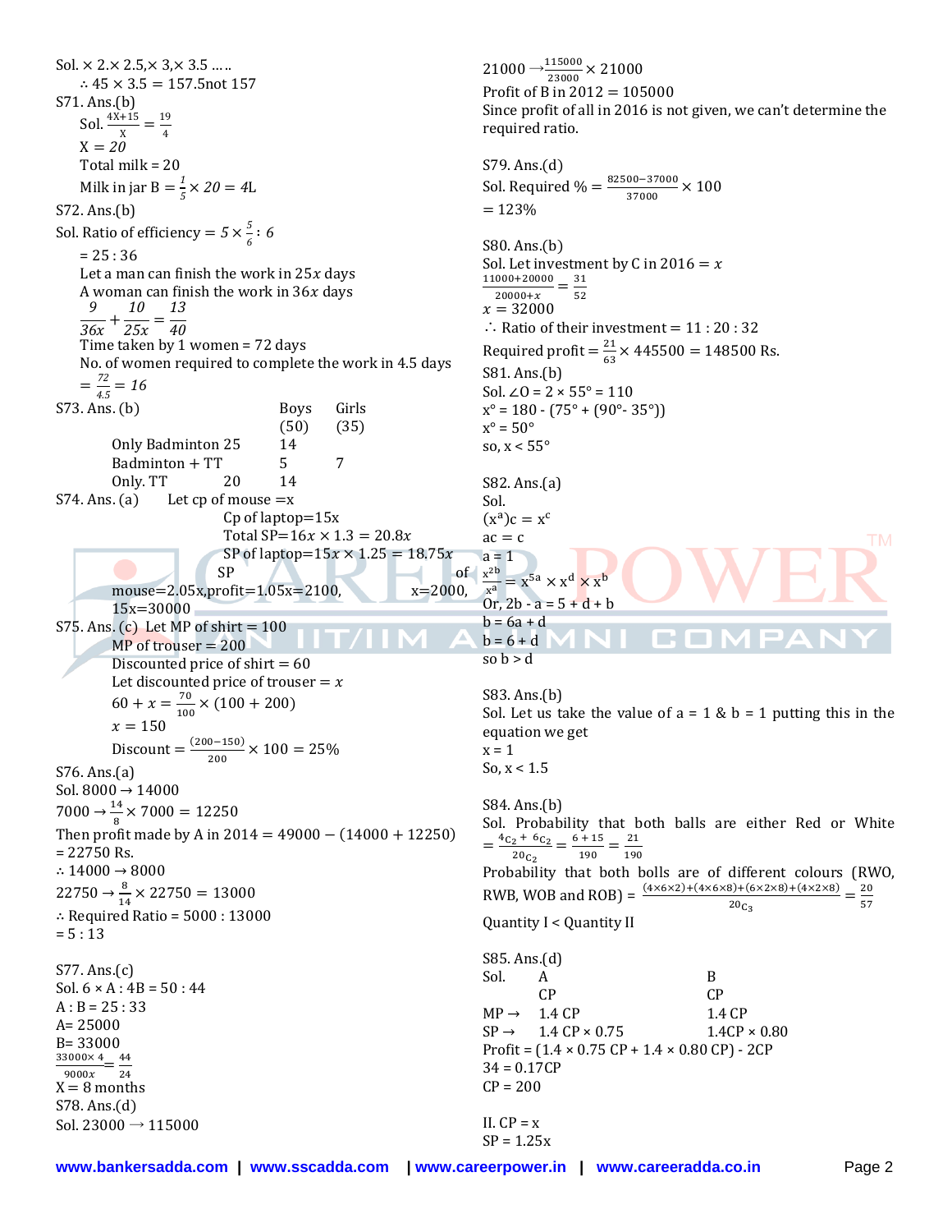Sol. × 2.× 2.5,× 3,× 3.5 …..

∴ 45 × 3.5 = 157.5not 157

S71. Ans.(b)

Sol. $\frac{4X+15}{X} = \frac{19}{4}$

$X = 20$

Total milk = 20

Milk in jar B = $\frac{1}{5} \times 20 = 4$L

S72. Ans.(b)

Sol. Ratio of efficiency = $5 \times \frac{5}{6} : 6$

= 25 : 36

Let a man can finish the work in $25x$ days

A woman can finish the work in $36x$ days

$\frac{9}{36x} + \frac{10}{25x} = \frac{13}{40}$

Time taken by 1 women = 72 days

No. of women required to complete the work in 4.5 days

$= \frac{72}{4.5} = 16$

S73. Ans. (b)

| | Boys (50) | Girls (35) |
|---|---|---|
| Only Badminton 25 | 14 | |
| Badminton + TT | 5 | 7 |
| Only. TT | 20 | 14 |

S74. Ans. (a) Let cp of mouse =x

Cp of laptop=15x

Total SP=$16x \times 1.3 = 20.8x$

SP of laptop=$15x \times 1.25 = 18.75x$

SP of mouse=2.05x,profit=1.05x=2100, x=2000, 15x=30000

S75. Ans. (c) Let MP of shirt = 100

MP of trouser = 200

Discounted price of shirt = 60

Let discounted price of trouser = $x$

$60 + x = \frac{70}{100} \times (100 + 200)$

$x = 150$

Discount = $\frac{(200-150)}{200} \times 100 = 25\%$

S76. Ans.(a)

Sol. 8000 → 14000

7000 → $\frac{14}{8} \times 7000 = 12250$

Then profit made by A in 2014 = 49000 − (14000 + 12250) = 22750 Rs.

∴ 14000 → 8000

22750 → $\frac{8}{14} \times 22750 = 13000$

∴ Required Ratio = 5000 : 13000

= 5 : 13

S77. Ans.(c)

Sol. 6 × A : 4B = 50 : 44

A : B = 25 : 33

A= 25000

B= 33000

$\frac{33000 \times 4}{9000x} = \frac{44}{24}$

X = 8 months

S78. Ans.(d)

Sol. 23000 → 115000

21000 → $\frac{115000}{23000} \times 21000$

Profit of B in 2012 = 105000

Since profit of all in 2016 is not given, we can't determine the required ratio.

S79. Ans.(d)

Sol. Required % = $\frac{82500-37000}{37000} \times 100$

= 123%

S80. Ans.(b)

Sol. Let investment by C in 2016 = $x$

$\frac{11000+20000}{20000+x} = \frac{31}{52}$

$x = 32000$

∴ Ratio of their investment = 11 : 20 : 32

Required profit = $\frac{21}{63} \times 445500 = 148500$ Rs.

S81. Ans.(b)

Sol. ∠O = 2 × 55° = 110

x° = 180 - (75° + (90°- 35°))

x° = 50°

so, x < 55°

S82. Ans.(a)

Sol.

$(x^a)c = x^c$

ac = c

a = 1

$\frac{x^{2b}}{x^a} = x^{5a} \times x^d \times x^b$

Or, 2b - a = 5 + d + b

b = 6a + d

b = 6 + d

so b > d

S83. Ans.(b)

Sol. Let us take the value of a = 1 & b = 1 putting this in the equation we get

x = 1

So, x < 1.5

S84. Ans.(b)

Sol. Probability that both balls are either Red or White $= \frac{{}^4C_2 + {}^6C_2}{{}^{20}C_2} = \frac{6+15}{190} = \frac{21}{190}$

Probability that both bolls are of different colours (RWO, RWB, WOB and ROB) = $\frac{(4\times6\times2)+(4\times6\times8)+(6\times2\times8)+(4\times2\times8)}{{}^{20}C_3} = \frac{20}{57}$

Quantity I < Quantity II

S85. Ans.(d)

Sol.

| | A | B |
|---|---|---|
| | CP | CP |
| MP → | 1.4 CP | 1.4 CP |
| SP → | 1.4 CP × 0.75 | 1.4CP × 0.80 |

Profit = (1.4 × 0.75 CP + 1.4 × 0.80 CP) - 2CP

34 = 0.17CP

CP = 200

II. CP = x

SP = 1.25x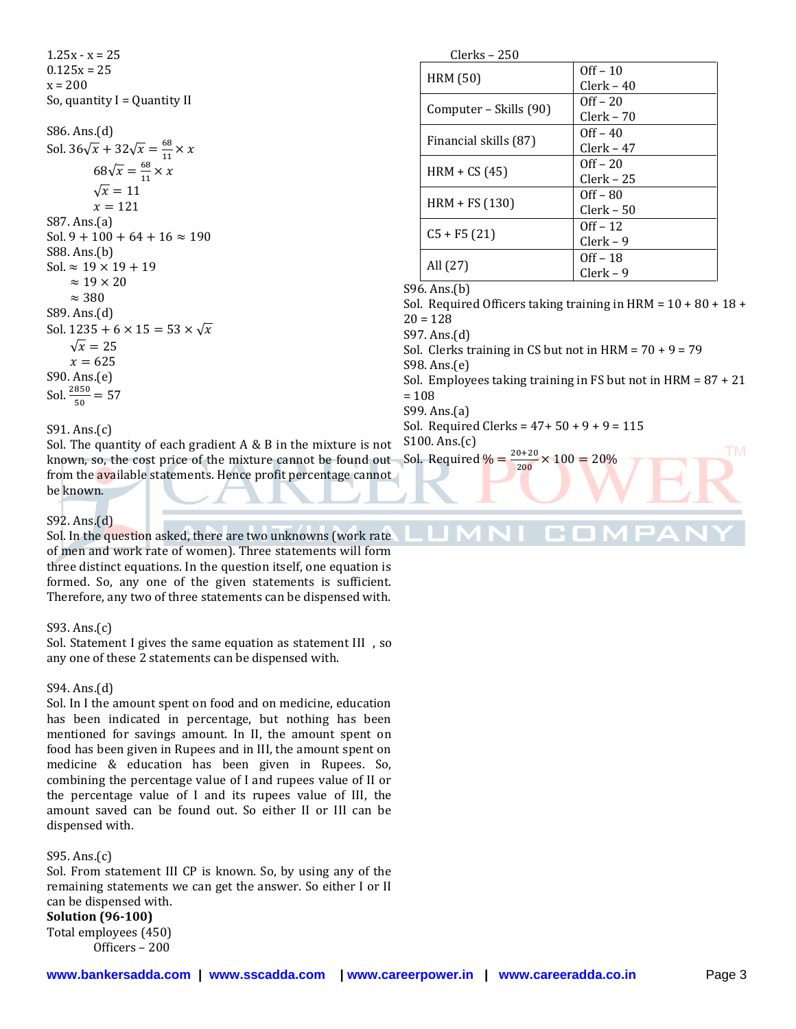1.25x - x = 25
0.125x = 25
x = 200
So, quantity I = Quantity II

S86. Ans.(d)
Sol. $36\sqrt{x} + 32\sqrt{x} = \frac{68}{11} \times x$

$68\sqrt{x} = \frac{68}{11} \times x$

$\sqrt{x} = 11$

$x = 121$

S87. Ans.(a)
Sol. $9 + 100 + 64 + 16 \approx 190$

S88. Ans.(b)
Sol. $\approx 19 \times 19 + 19$

$\approx 19 \times 20$

$\approx 380$

S89. Ans.(d)
Sol. $1235 + 6 \times 15 = 53 \times \sqrt{x}$

$\sqrt{x} = 25$

$x = 625$

S90. Ans.(e)
Sol. $\frac{2850}{50} = 57$

S91. Ans.(c)
Sol. The quantity of each gradient A & B in the mixture is not known, so, the cost price of the mixture cannot be found out from the available statements. Hence profit percentage cannot be known.

S92. Ans.(d)
Sol. In the question asked, there are two unknowns (work rate of men and work rate of women). Three statements will form three distinct equations. In the question itself, one equation is formed. So, any one of the given statements is sufficient. Therefore, any two of three statements can be dispensed with.

S93. Ans.(c)
Sol. Statement I gives the same equation as statement III , so any one of these 2 statements can be dispensed with.

S94. Ans.(d)
Sol. In I the amount spent on food and on medicine, education has been indicated in percentage, but nothing has been mentioned for savings amount. In II, the amount spent on food has been given in Rupees and in III, the amount spent on medicine & education has been given in Rupees. So, combining the percentage value of I and rupees value of II or the percentage value of I and its rupees value of III, the amount saved can be found out. So either II or III can be dispensed with.

S95. Ans.(c)
Sol. From statement III CP is known. So, by using any of the remaining statements we can get the answer. So either I or II can be dispensed with.

**Solution (96-100)**
Total employees (450)
Officers – 200
Clerks – 250

| | |
|---|---|
| HRM (50) | Off – 10<br>Clerk – 40 |
| Computer – Skills (90) | Off – 20<br>Clerk – 70 |
| Financial skills (87) | Off – 40<br>Clerk – 47 |
| HRM + CS (45) | Off – 20<br>Clerk – 25 |
| HRM + FS (130) | Off – 80<br>Clerk – 50 |
| C5 + F5 (21) | Off – 12<br>Clerk – 9 |
| All (27) | Off – 18<br>Clerk – 9 |

S96. Ans.(b)
Sol. Required Officers taking training in HRM = 10 + 80 + 18 + 20 = 128

S97. Ans.(d)
Sol. Clerks training in CS but not in HRM = 70 + 9 = 79

S98. Ans.(e)
Sol. Employees taking training in FS but not in HRM = 87 + 21 = 108

S99. Ans.(a)
Sol. Required Clerks = 47+ 50 + 9 + 9 = 115

S100. Ans.(c)
Sol. Required % $= \frac{20+20}{200} \times 100 = 20\%$